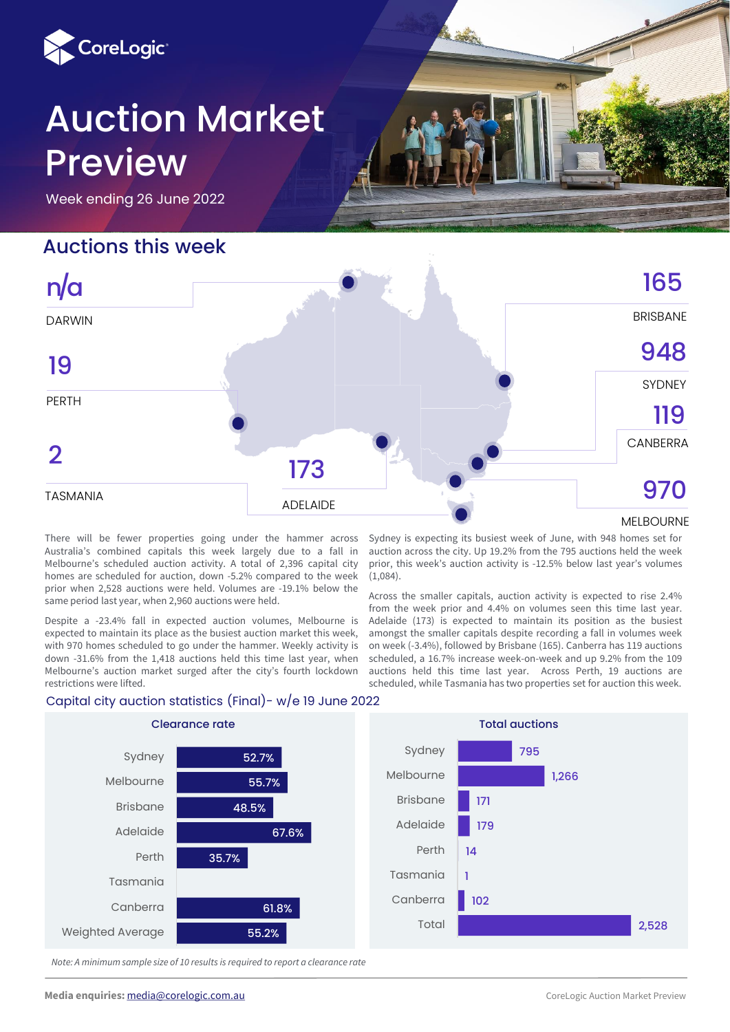# Auction Market Preview

Week ending 26 June 2022

## Auctions this week

| City | Auctions |
|---|---|
| Darwin | n/a |
| Perth | 19 |
| Tasmania | 2 |
| Adelaide | 173 |
| Brisbane | 165 |
| Sydney | 948 |
| Canberra | 119 |
| Melbourne | 970 |

There will be fewer properties going under the hammer across Australia's combined capitals this week largely due to a fall in Melbourne's scheduled auction activity. A total of 2,396 capital city homes are scheduled for auction, down -5.2% compared to the week prior when 2,528 auctions were held. Volumes are -19.1% below the same period last year, when 2,960 auctions were held.

Despite a -23.4% fall in expected auction volumes, Melbourne is expected to maintain its place as the busiest auction market this week, with 970 homes scheduled to go under the hammer. Weekly activity is down -31.6% from the 1,418 auctions held this time last year, when Melbourne's auction market surged after the city's fourth lockdown restrictions were lifted.

Sydney is expecting its busiest week of June, with 948 homes set for auction across the city. Up 19.2% from the 795 auctions held the week prior, this week's auction activity is -12.5% below last year's volumes (1,084).

Across the smaller capitals, auction activity is expected to rise 2.4% from the week prior and 4.4% on volumes seen this time last year. Adelaide (173) is expected to maintain its position as the busiest amongst the smaller capitals despite recording a fall in volumes week on week (-3.4%), followed by Brisbane (165). Canberra has 119 auctions scheduled, a 16.7% increase week-on-week and up 9.2% from the 109 auctions held this time last year. Across Perth, 19 auctions are scheduled, while Tasmania has two properties set for auction this week.

### Capital city auction statistics (Final)- w/e 19 June 2022

| City | Clearance rate | Total auctions |
|---|---|---|
| Sydney | 52.7% | 795 |
| Melbourne | 55.7% | 1,266 |
| Brisbane | 48.5% | 171 |
| Adelaide | 67.6% | 179 |
| Perth | 35.7% | 14 |
| Tasmania | | 1 |
| Canberra | 61.8% | 102 |
| Weighted Average / Total | 55.2% | 2,528 |

*Note: A minimum sample size of 10 results is required to report a clearance rate*

**Media enquiries:** media@corelogic.com.au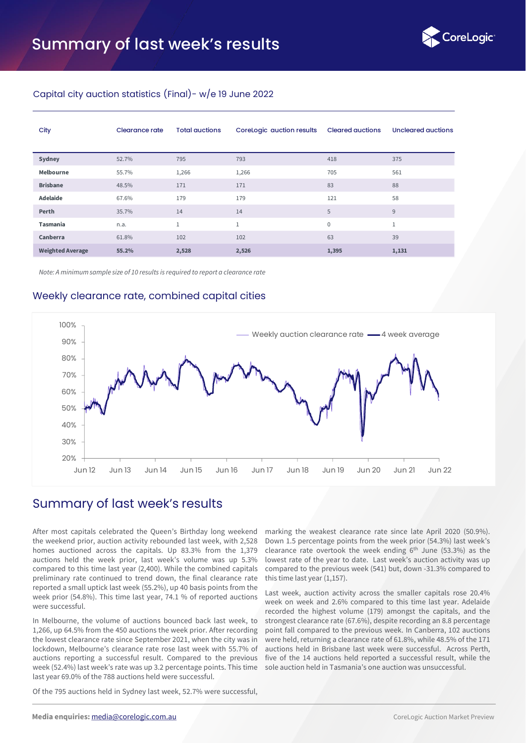# Summary of last week's results

## Capital city auction statistics (Final)- w/e 19 June 2022

| City | Clearance rate | Total auctions | CoreLogic auction results | Cleared auctions | Uncleared auctions |
|---|---|---|---|---|---|
| **Sydney** | 52.7% | 795 | 793 | 418 | 375 |
| **Melbourne** | 55.7% | 1,266 | 1,266 | 705 | 561 |
| **Brisbane** | 48.5% | 171 | 171 | 83 | 88 |
| **Adelaide** | 67.6% | 179 | 179 | 121 | 58 |
| **Perth** | 35.7% | 14 | 14 | 5 | 9 |
| **Tasmania** | n.a. | 1 | 1 | 0 | 1 |
| **Canberra** | 61.8% | 102 | 102 | 63 | 39 |
| **Weighted Average** | **55.2%** | **2,528** | **2,526** | **1,395** | **1,131** |

*Note: A minimum sample size of 10 results is required to report a clearance rate*

## Weekly clearance rate, combined capital cities

## Summary of last week's results

After most capitals celebrated the Queen's Birthday long weekend the weekend prior, auction activity rebounded last week, with 2,528 homes auctioned across the capitals. Up 83.3% from the 1,379 auctions held the week prior, last week's volume was up 5.3% compared to this time last year (2,400). While the combined capitals preliminary rate continued to trend down, the final clearance rate reported a small uptick last week (55.2%), up 40 basis points from the week prior (54.8%). This time last year, 74.1 % of reported auctions were successful.

In Melbourne, the volume of auctions bounced back last week, to 1,266, up 64.5% from the 450 auctions the week prior. After recording the lowest clearance rate since September 2021, when the city was in lockdown, Melbourne's clearance rate rose last week with 55.7% of auctions reporting a successful result. Compared to the previous week (52.4%) last week's rate was up 3.2 percentage points. This time last year 69.0% of the 788 auctions held were successful.

Of the 795 auctions held in Sydney last week, 52.7% were successful, marking the weakest clearance rate since late April 2020 (50.9%). Down 1.5 percentage points from the week prior (54.3%) last week's clearance rate overtook the week ending 6th June (53.3%) as the lowest rate of the year to date. Last week's auction activity was up compared to the previous week (541) but, down -31.3% compared to this time last year (1,157).

Last week, auction activity across the smaller capitals rose 20.4% week on week and 2.6% compared to this time last year. Adelaide recorded the highest volume (179) amongst the capitals, and the strongest clearance rate (67.6%), despite recording an 8.8 percentage point fall compared to the previous week. In Canberra, 102 auctions were held, returning a clearance rate of 61.8%, while 48.5% of the 171 auctions held in Brisbane last week were successful. Across Perth, five of the 14 auctions held reported a successful result, while the sole auction held in Tasmania's one auction was unsuccessful.

**Media enquiries:** media@corelogic.com.au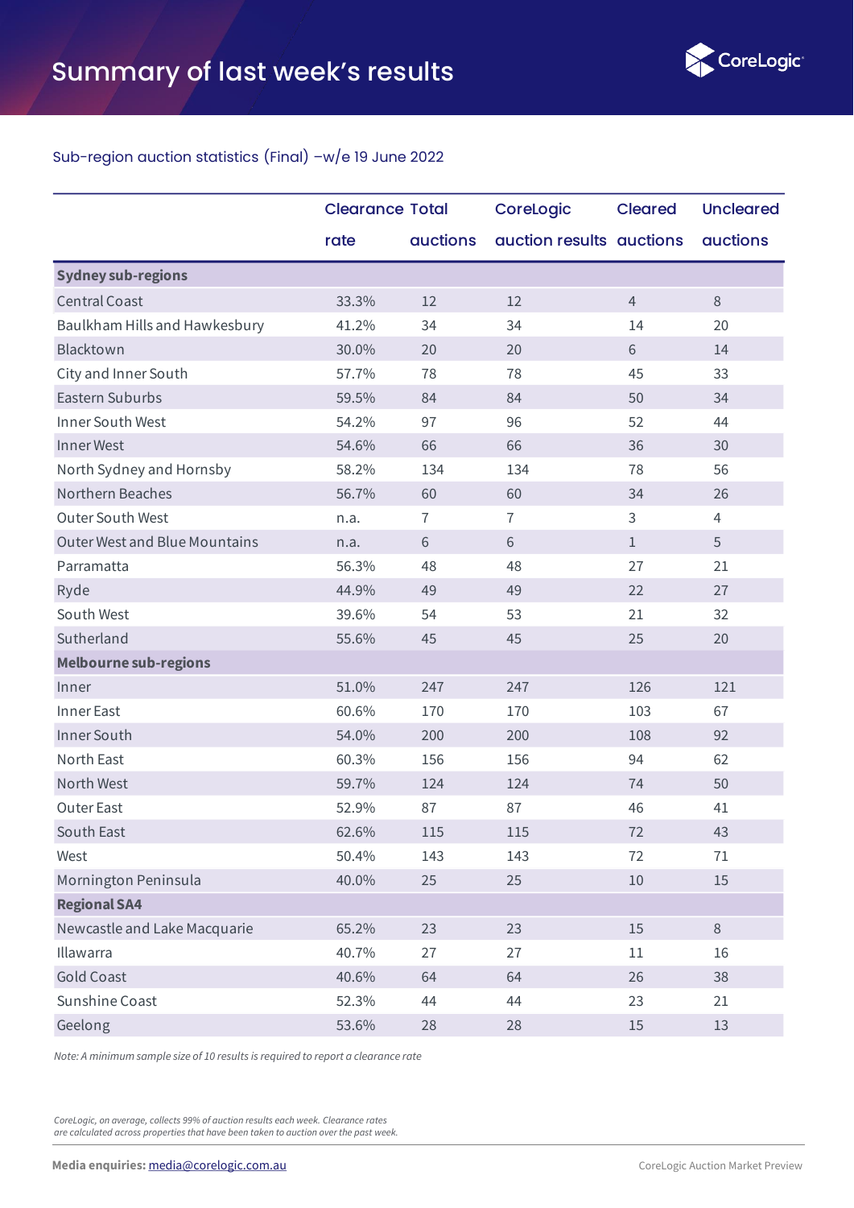# Summary of last week's results

Sub-region auction statistics (Final) –w/e 19 June 2022

| | Clearance rate | Total auctions | CoreLogic auction results | Cleared auctions | Uncleared auctions |
|---|---|---|---|---|---|
| **Sydney sub-regions** | | | | | |
| Central Coast | 33.3% | 12 | 12 | 4 | 8 |
| Baulkham Hills and Hawkesbury | 41.2% | 34 | 34 | 14 | 20 |
| Blacktown | 30.0% | 20 | 20 | 6 | 14 |
| City and Inner South | 57.7% | 78 | 78 | 45 | 33 |
| Eastern Suburbs | 59.5% | 84 | 84 | 50 | 34 |
| Inner South West | 54.2% | 97 | 96 | 52 | 44 |
| Inner West | 54.6% | 66 | 66 | 36 | 30 |
| North Sydney and Hornsby | 58.2% | 134 | 134 | 78 | 56 |
| Northern Beaches | 56.7% | 60 | 60 | 34 | 26 |
| Outer South West | n.a. | 7 | 7 | 3 | 4 |
| Outer West and Blue Mountains | n.a. | 6 | 6 | 1 | 5 |
| Parramatta | 56.3% | 48 | 48 | 27 | 21 |
| Ryde | 44.9% | 49 | 49 | 22 | 27 |
| South West | 39.6% | 54 | 53 | 21 | 32 |
| Sutherland | 55.6% | 45 | 45 | 25 | 20 |
| **Melbourne sub-regions** | | | | | |
| Inner | 51.0% | 247 | 247 | 126 | 121 |
| Inner East | 60.6% | 170 | 170 | 103 | 67 |
| Inner South | 54.0% | 200 | 200 | 108 | 92 |
| North East | 60.3% | 156 | 156 | 94 | 62 |
| North West | 59.7% | 124 | 124 | 74 | 50 |
| Outer East | 52.9% | 87 | 87 | 46 | 41 |
| South East | 62.6% | 115 | 115 | 72 | 43 |
| West | 50.4% | 143 | 143 | 72 | 71 |
| Mornington Peninsula | 40.0% | 25 | 25 | 10 | 15 |
| **Regional SA4** | | | | | |
| Newcastle and Lake Macquarie | 65.2% | 23 | 23 | 15 | 8 |
| Illawarra | 40.7% | 27 | 27 | 11 | 16 |
| Gold Coast | 40.6% | 64 | 64 | 26 | 38 |
| Sunshine Coast | 52.3% | 44 | 44 | 23 | 21 |
| Geelong | 53.6% | 28 | 28 | 15 | 13 |

*Note: A minimum sample size of 10 results is required to report a clearance rate*

*CoreLogic, on average, collects 99% of auction results each week. Clearance rates are calculated across properties that have been taken to auction over the past week.*

**Media enquiries:** media@corelogic.com.au